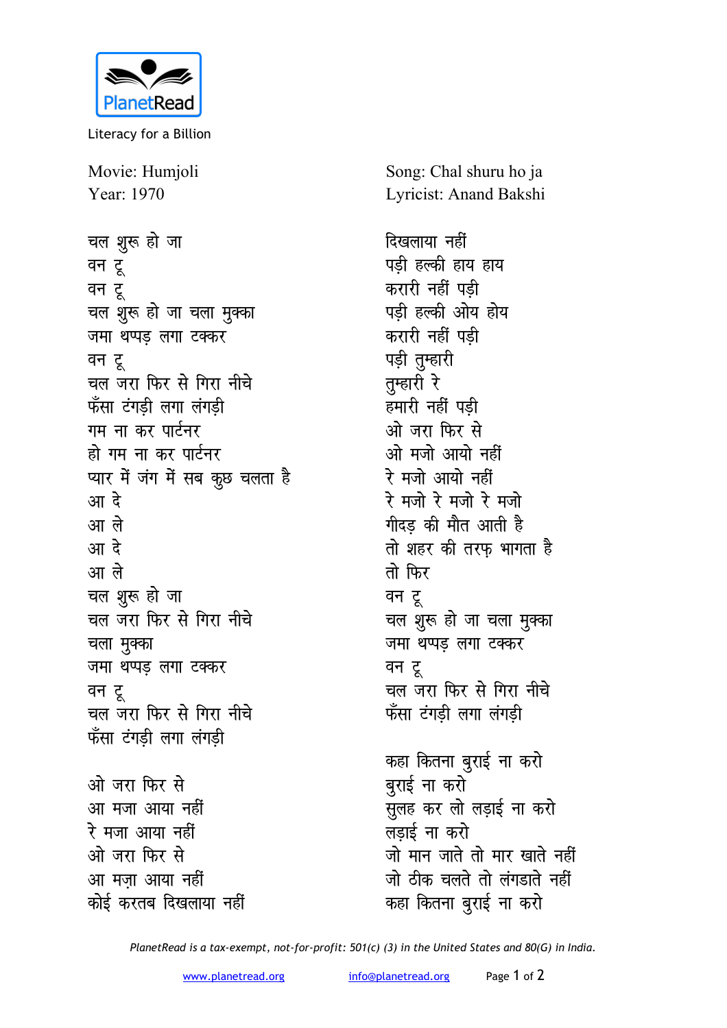PlanetRead

Literacy for a Billion

Movie: Humjoli
Year: 1970

Song: Chal shuru ho ja
Lyricist: Anand Bakshi

चल शुरू हो जा
वन टू
वन टू
चल शुरू हो जा चला मुक्का
जमा थप्पड़ लगा टक्कर
वन टू
चल जरा फिर से गिरा नीचे
फँसा टंगड़ी लगा लंगड़ी
गम ना कर पार्टनर
हो गम ना कर पार्टनर
प्यार में जंग में सब कुछ चलता है
आ दे
आ ले
आ दे
आ ले
चल शुरू हो जा
चल जरा फिर से गिरा नीचे
चला मुक्का
जमा थप्पड़ लगा टक्कर
वन टू
चल जरा फिर से गिरा नीचे
फँसा टंगड़ी लगा लंगड़ी

ओ जरा फिर से
आ मजा आया नहीं
रे मजा आया नहीं
ओ जरा फिर से
आ मज़ा आया नहीं
कोई करतब दिखलाया नहीं
दिखलाया नहीं
पड़ी हल्की हाय हाय
करारी नहीं पड़ी
पड़ी हल्की ओय होय
करारी नहीं पड़ी
पड़ी तुम्हारी
तुम्हारी रे
हमारी नहीं पड़ी
ओ जरा फिर से
ओ मजो आयो नहीं
रे मजो आयो नहीं
रे मजो रे मजो रे मजो
गीदड़ की मौत आती है
तो शहर की तरफ़ भागता है
तो फिर
वन टू
चल शुरू हो जा चला मुक्का
जमा थप्पड़ लगा टक्कर
वन टू
चल जरा फिर से गिरा नीचे
फँसा टंगड़ी लगा लंगड़ी

कहा कितना बुराई ना करो
बुराई ना करो
सुलह कर लो लड़ाई ना करो
लड़ाई ना करो
जो मान जाते तो मार खाते नहीं
जो ठीक चलते तो लंगडाते नहीं
कहा कितना बुराई ना करो

*PlanetRead is a tax-exempt, not-for-profit: 501(c) (3) in the United States and 80(G) in India.*

www.planetread.org info@planetread.org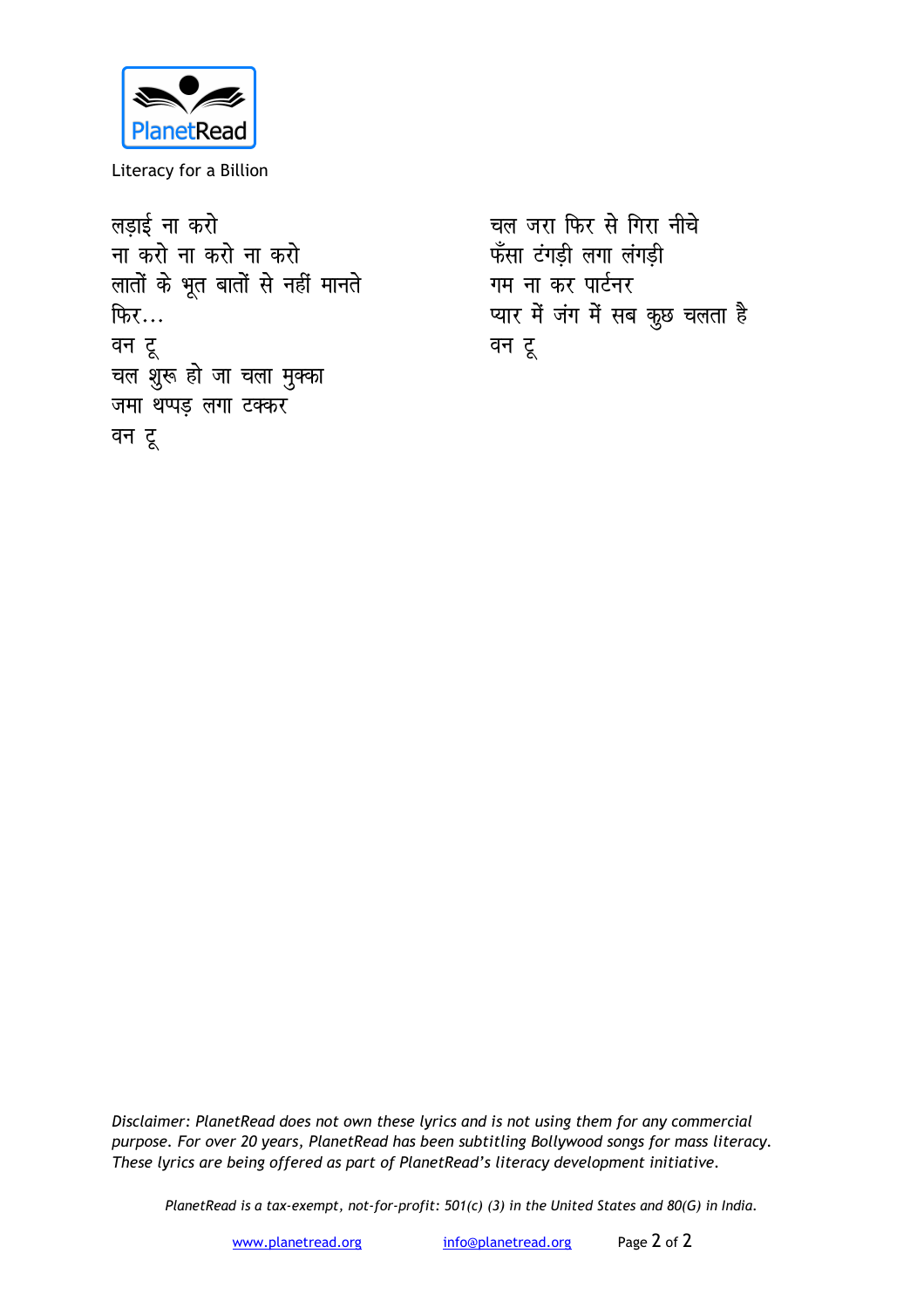PlanetRead

Literacy for a Billion

लड़ाई ना करो
ना करो ना करो ना करो
लातों के भूत बातों से नहीं मानते
फिर...
वन टू
चल शुरू हो जा चला मुक्का
जमा थप्पड़ लगा टक्कर
वन टू

चल जरा फिर से गिरा नीचे
फँसा टंगड़ी लगा लंगड़ी
गम ना कर पार्टनर
प्यार में जंग में सब कुछ चलता है
वन टू

*Disclaimer: PlanetRead does not own these lyrics and is not using them for any commercial purpose. For over 20 years, PlanetRead has been subtitling Bollywood songs for mass literacy. These lyrics are being offered as part of PlanetRead's literacy development initiative.*

*PlanetRead is a tax-exempt, not-for-profit: 501(c) (3) in the United States and 80(G) in India.*

www.planetread.org info@planetread.org